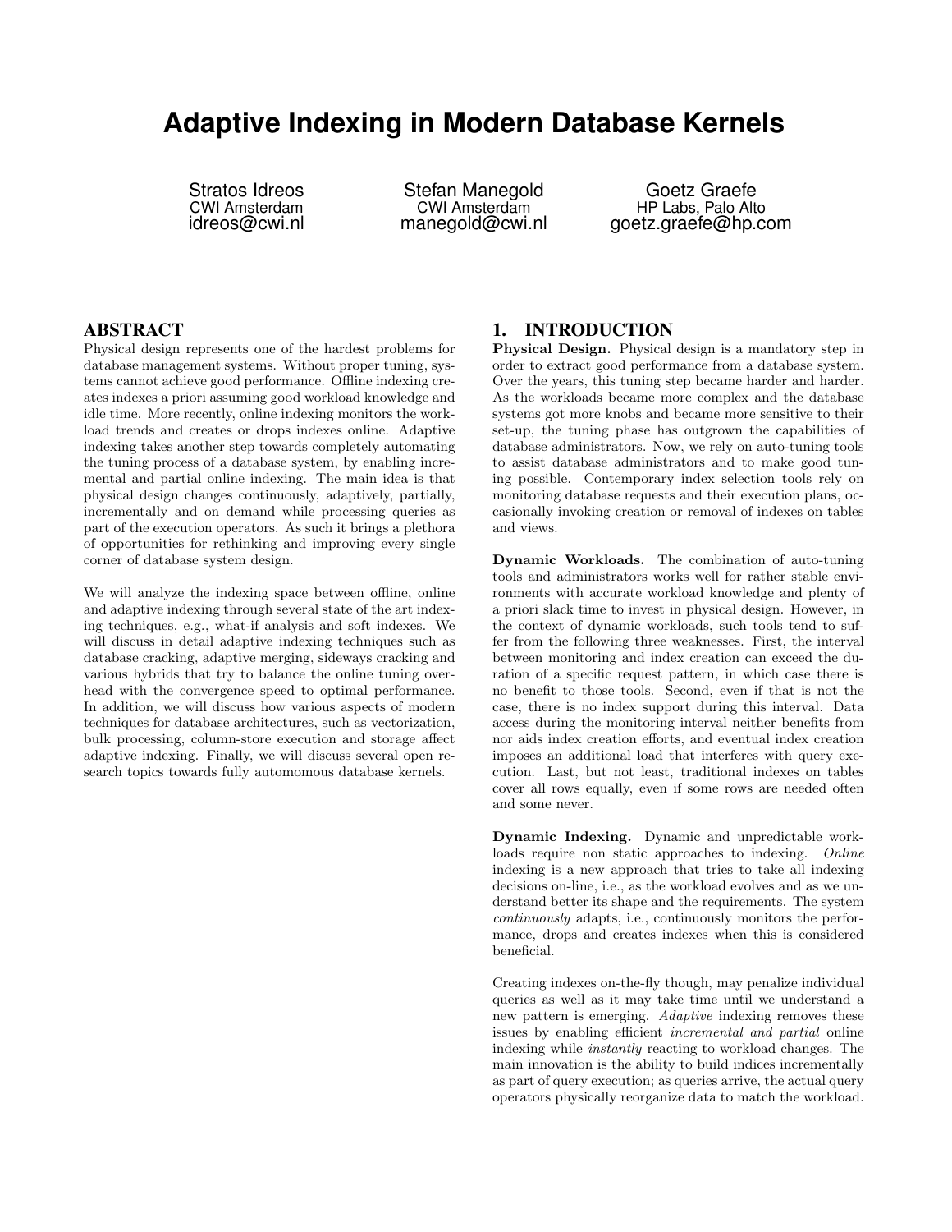# Adaptive Indexing in Modern Database Kernels

Stratos Idreos
CWI Amsterdam
idreos@cwi.nl

Stefan Manegold
CWI Amsterdam
manegold@cwi.nl

Goetz Graefe
HP Labs, Palo Alto
goetz.graefe@hp.com

## ABSTRACT

Physical design represents one of the hardest problems for database management systems. Without proper tuning, systems cannot achieve good performance. Offline indexing creates indexes a priori assuming good workload knowledge and idle time. More recently, online indexing monitors the workload trends and creates or drops indexes online. Adaptive indexing takes another step towards completely automating the tuning process of a database system, by enabling incremental and partial online indexing. The main idea is that physical design changes continuously, adaptively, partially, incrementally and on demand while processing queries as part of the execution operators. As such it brings a plethora of opportunities for rethinking and improving every single corner of database system design.

We will analyze the indexing space between offline, online and adaptive indexing through several state of the art indexing techniques, e.g., what-if analysis and soft indexes. We will discuss in detail adaptive indexing techniques such as database cracking, adaptive merging, sideways cracking and various hybrids that try to balance the online tuning overhead with the convergence speed to optimal performance. In addition, we will discuss how various aspects of modern techniques for database architectures, such as vectorization, bulk processing, column-store execution and storage affect adaptive indexing. Finally, we will discuss several open research topics towards fully automomous database kernels.

## 1. INTRODUCTION

**Physical Design.** Physical design is a mandatory step in order to extract good performance from a database system. Over the years, this tuning step became harder and harder. As the workloads became more complex and the database systems got more knobs and became more sensitive to their set-up, the tuning phase has outgrown the capabilities of database administrators. Now, we rely on auto-tuning tools to assist database administrators and to make good tuning possible. Contemporary index selection tools rely on monitoring database requests and their execution plans, occasionally invoking creation or removal of indexes on tables and views.

**Dynamic Workloads.** The combination of auto-tuning tools and administrators works well for rather stable environments with accurate workload knowledge and plenty of a priori slack time to invest in physical design. However, in the context of dynamic workloads, such tools tend to suffer from the following three weaknesses. First, the interval between monitoring and index creation can exceed the duration of a specific request pattern, in which case there is no benefit to those tools. Second, even if that is not the case, there is no index support during this interval. Data access during the monitoring interval neither benefits from nor aids index creation efforts, and eventual index creation imposes an additional load that interferes with query execution. Last, but not least, traditional indexes on tables cover all rows equally, even if some rows are needed often and some never.

**Dynamic Indexing.** Dynamic and unpredictable workloads require non static approaches to indexing. *Online* indexing is a new approach that tries to take all indexing decisions on-line, i.e., as the workload evolves and as we understand better its shape and the requirements. The system *continuously* adapts, i.e., continuously monitors the performance, drops and creates indexes when this is considered beneficial.

Creating indexes on-the-fly though, may penalize individual queries as well as it may take time until we understand a new pattern is emerging. *Adaptive* indexing removes these issues by enabling efficient *incremental and partial* online indexing while *instantly* reacting to workload changes. The main innovation is the ability to build indices incrementally as part of query execution; as queries arrive, the actual query operators physically reorganize data to match the workload.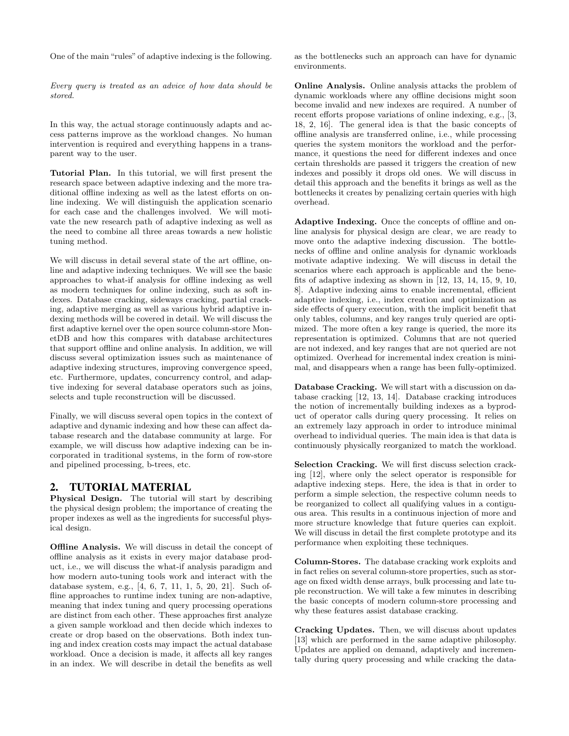One of the main "rules" of adaptive indexing is the following.

*Every query is treated as an advice of how data should be stored.*

In this way, the actual storage continuously adapts and access patterns improve as the workload changes. No human intervention is required and everything happens in a transparent way to the user.

**Tutorial Plan.** In this tutorial, we will first present the research space between adaptive indexing and the more traditional offline indexing as well as the latest efforts on online indexing. We will distinguish the application scenario for each case and the challenges involved. We will motivate the new research path of adaptive indexing as well as the need to combine all three areas towards a new holistic tuning method.

We will discuss in detail several state of the art offline, online and adaptive indexing techniques. We will see the basic approaches to what-if analysis for offline indexing as well as modern techniques for online indexing, such as soft indexes. Database cracking, sideways cracking, partial cracking, adaptive merging as well as various hybrid adaptive indexing methods will be covered in detail. We will discuss the first adaptive kernel over the open source column-store MonetDB and how this compares with database architectures that support offline and online analysis. In addition, we will discuss several optimization issues such as maintenance of adaptive indexing structures, improving convergence speed, etc. Furthermore, updates, concurrency control, and adaptive indexing for several database operators such as joins, selects and tuple reconstruction will be discussed.

Finally, we will discuss several open topics in the context of adaptive and dynamic indexing and how these can affect database research and the database community at large. For example, we will discuss how adaptive indexing can be incorporated in traditional systems, in the form of row-store and pipelined processing, b-trees, etc.

## 2. TUTORIAL MATERIAL

**Physical Design.** The tutorial will start by describing the physical design problem; the importance of creating the proper indexes as well as the ingredients for successful physical design.

**Offline Analysis.** We will discuss in detail the concept of offline analysis as it exists in every major database product, i.e., we will discuss the what-if analysis paradigm and how modern auto-tuning tools work and interact with the database system, e.g., [4, 6, 7, 11, 1, 5, 20, 21]. Such offline approaches to runtime index tuning are non-adaptive, meaning that index tuning and query processing operations are distinct from each other. These approaches first analyze a given sample workload and then decide which indexes to create or drop based on the observations. Both index tuning and index creation costs may impact the actual database workload. Once a decision is made, it affects all key ranges in an index. We will describe in detail the benefits as well as the bottlenecks such an approach can have for dynamic environments.

**Online Analysis.** Online analysis attacks the problem of dynamic workloads where any offline decisions might soon become invalid and new indexes are required. A number of recent efforts propose variations of online indexing, e.g., [3, 18, 2, 16]. The general idea is that the basic concepts of offline analysis are transferred online, i.e., while processing queries the system monitors the workload and the performance, it questions the need for different indexes and once certain thresholds are passed it triggers the creation of new indexes and possibly it drops old ones. We will discuss in detail this approach and the benefits it brings as well as the bottlenecks it creates by penalizing certain queries with high overhead.

**Adaptive Indexing.** Once the concepts of offline and online analysis for physical design are clear, we are ready to move onto the adaptive indexing discussion. The bottlenecks of offline and online analysis for dynamic workloads motivate adaptive indexing. We will discuss in detail the scenarios where each approach is applicable and the benefits of adaptive indexing as shown in [12, 13, 14, 15, 9, 10, 8]. Adaptive indexing aims to enable incremental, efficient adaptive indexing, i.e., index creation and optimization as side effects of query execution, with the implicit benefit that only tables, columns, and key ranges truly queried are optimized. The more often a key range is queried, the more its representation is optimized. Columns that are not queried are not indexed, and key ranges that are not queried are not optimized. Overhead for incremental index creation is minimal, and disappears when a range has been fully-optimized.

**Database Cracking.** We will start with a discussion on database cracking [12, 13, 14]. Database cracking introduces the notion of incrementally building indexes as a byproduct of operator calls during query processing. It relies on an extremely lazy approach in order to introduce minimal overhead to individual queries. The main idea is that data is continuously physically reorganized to match the workload.

**Selection Cracking.** We will first discuss selection cracking [12], where only the select operator is responsible for adaptive indexing steps. Here, the idea is that in order to perform a simple selection, the respective column needs to be reorganized to collect all qualifying values in a contiguous area. This results in a continuous injection of more and more structure knowledge that future queries can exploit. We will discuss in detail the first complete prototype and its performance when exploiting these techniques.

**Column-Stores.** The database cracking work exploits and in fact relies on several column-store properties, such as storage on fixed width dense arrays, bulk processing and late tuple reconstruction. We will take a few minutes in describing the basic concepts of modern column-store processing and why these features assist database cracking.

**Cracking Updates.** Then, we will discuss about updates [13] which are performed in the same adaptive philosophy. Updates are applied on demand, adaptively and incrementally during query processing and while cracking the data-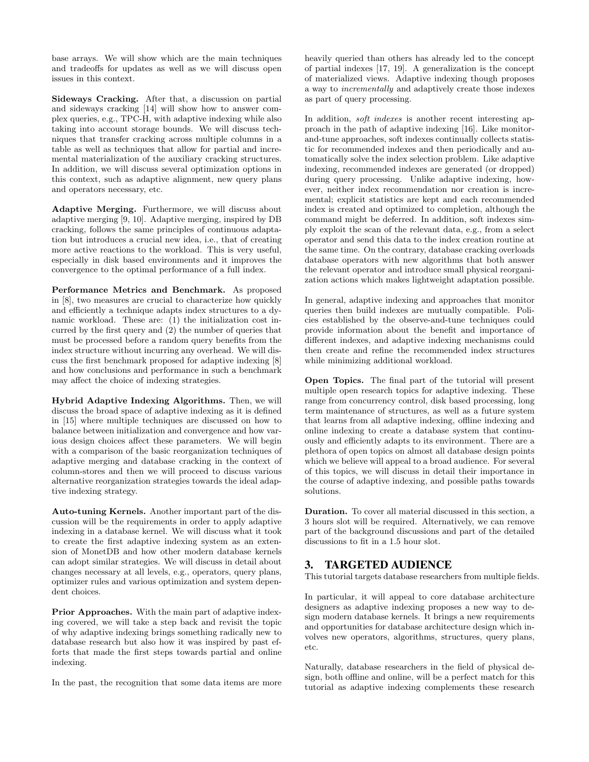base arrays. We will show which are the main techniques and tradeoffs for updates as well as we will discuss open issues in this context.

**Sideways Cracking.** After that, a discussion on partial and sideways cracking [14] will show how to answer complex queries, e.g., TPC-H, with adaptive indexing while also taking into account storage bounds. We will discuss techniques that transfer cracking across multiple columns in a table as well as techniques that allow for partial and incremental materialization of the auxiliary cracking structures. In addition, we will discuss several optimization options in this context, such as adaptive alignment, new query plans and operators necessary, etc.

**Adaptive Merging.** Furthermore, we will discuss about adaptive merging [9, 10]. Adaptive merging, inspired by DB cracking, follows the same principles of continuous adaptation but introduces a crucial new idea, i.e., that of creating more active reactions to the workload. This is very useful, especially in disk based environments and it improves the convergence to the optimal performance of a full index.

**Performance Metrics and Benchmark.** As proposed in [8], two measures are crucial to characterize how quickly and efficiently a technique adapts index structures to a dynamic workload. These are: (1) the initialization cost incurred by the first query and (2) the number of queries that must be processed before a random query benefits from the index structure without incurring any overhead. We will discuss the first benchmark proposed for adaptive indexing [8] and how conclusions and performance in such a benchmark may affect the choice of indexing strategies.

**Hybrid Adaptive Indexing Algorithms.** Then, we will discuss the broad space of adaptive indexing as it is defined in [15] where multiple techniques are discussed on how to balance between initialization and convergence and how various design choices affect these parameters. We will begin with a comparison of the basic reorganization techniques of adaptive merging and database cracking in the context of column-stores and then we will proceed to discuss various alternative reorganization strategies towards the ideal adaptive indexing strategy.

**Auto-tuning Kernels.** Another important part of the discussion will be the requirements in order to apply adaptive indexing in a database kernel. We will discuss what it took to create the first adaptive indexing system as an extension of MonetDB and how other modern database kernels can adopt similar strategies. We will discuss in detail about changes necessary at all levels, e.g., operators, query plans, optimizer rules and various optimization and system dependent choices.

**Prior Approaches.** With the main part of adaptive indexing covered, we will take a step back and revisit the topic of why adaptive indexing brings something radically new to database research but also how it was inspired by past efforts that made the first steps towards partial and online indexing.

In the past, the recognition that some data items are more heavily queried than others has already led to the concept of partial indexes [17, 19]. A generalization is the concept of materialized views. Adaptive indexing though proposes a way to *incrementally* and adaptively create those indexes as part of query processing.

In addition, *soft indexes* is another recent interesting approach in the path of adaptive indexing [16]. Like monitor-and-tune approaches, soft indexes continually collects statistic for recommended indexes and then periodically and automatically solve the index selection problem. Like adaptive indexing, recommended indexes are generated (or dropped) during query processing. Unlike adaptive indexing, however, neither index recommendation nor creation is incremental; explicit statistics are kept and each recommended index is created and optimized to completion, although the command might be deferred. In addition, soft indexes simply exploit the scan of the relevant data, e.g., from a select operator and send this data to the index creation routine at the same time. On the contrary, database cracking overloads database operators with new algorithms that both answer the relevant operator and introduce small physical reorganization actions which makes lightweight adaptation possible.

In general, adaptive indexing and approaches that monitor queries then build indexes are mutually compatible. Policies established by the observe-and-tune techniques could provide information about the benefit and importance of different indexes, and adaptive indexing mechanisms could then create and refine the recommended index structures while minimizing additional workload.

**Open Topics.** The final part of the tutorial will present multiple open research topics for adaptive indexing. These range from concurrency control, disk based processing, long term maintenance of structures, as well as a future system that learns from all adaptive indexing, offline indexing and online indexing to create a database system that continuously and efficiently adapts to its environment. There are a plethora of open topics on almost all database design points which we believe will appeal to a broad audience. For several of this topics, we will discuss in detail their importance in the course of adaptive indexing, and possible paths towards solutions.

**Duration.** To cover all material discussed in this section, a 3 hours slot will be required. Alternatively, we can remove part of the background discussions and part of the detailed discussions to fit in a 1.5 hour slot.

## 3. TARGETED AUDIENCE

This tutorial targets database researchers from multiple fields.

In particular, it will appeal to core database architecture designers as adaptive indexing proposes a new way to design modern database kernels. It brings a new requirements and opportunities for database architecture design which involves new operators, algorithms, structures, query plans, etc.

Naturally, database researchers in the field of physical design, both offline and online, will be a perfect match for this tutorial as adaptive indexing complements these research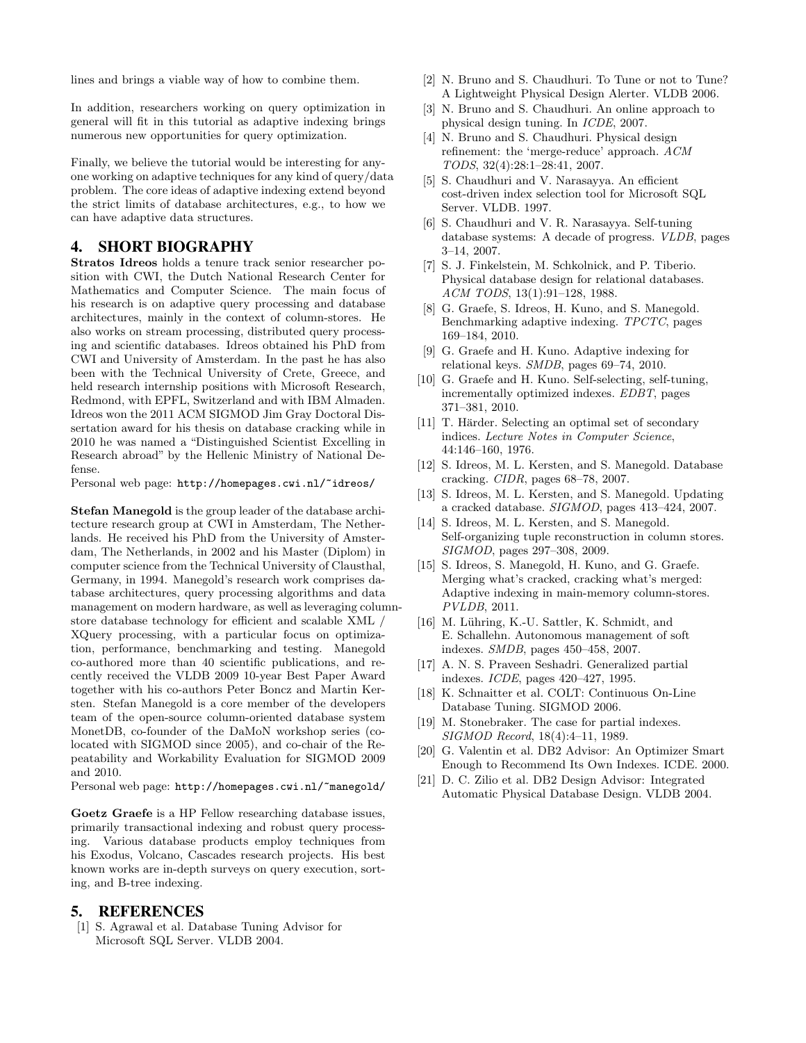lines and brings a viable way of how to combine them.

In addition, researchers working on query optimization in general will fit in this tutorial as adaptive indexing brings numerous new opportunities for query optimization.

Finally, we believe the tutorial would be interesting for anyone working on adaptive techniques for any kind of query/data problem. The core ideas of adaptive indexing extend beyond the strict limits of database architectures, e.g., to how we can have adaptive data structures.

## 4. SHORT BIOGRAPHY

**Stratos Idreos** holds a tenure track senior researcher position with CWI, the Dutch National Research Center for Mathematics and Computer Science. The main focus of his research is on adaptive query processing and database architectures, mainly in the context of column-stores. He also works on stream processing, distributed query processing and scientific databases. Idreos obtained his PhD from CWI and University of Amsterdam. In the past he has also been with the Technical University of Crete, Greece, and held research internship positions with Microsoft Research, Redmond, with EPFL, Switzerland and with IBM Almaden. Idreos won the 2011 ACM SIGMOD Jim Gray Doctoral Dissertation award for his thesis on database cracking while in 2010 he was named a "Distinguished Scientist Excelling in Research abroad" by the Hellenic Ministry of National Defense.
Personal web page: `http://homepages.cwi.nl/~idreos/`

**Stefan Manegold** is the group leader of the database architecture research group at CWI in Amsterdam, The Netherlands. He received his PhD from the University of Amsterdam, The Netherlands, in 2002 and his Master (Diplom) in computer science from the Technical University of Clausthal, Germany, in 1994. Manegold's research work comprises database architectures, query processing algorithms and data management on modern hardware, as well as leveraging column-store database technology for efficient and scalable XML / XQuery processing, with a particular focus on optimization, performance, benchmarking and testing. Manegold co-authored more than 40 scientific publications, and recently received the VLDB 2009 10-year Best Paper Award together with his co-authors Peter Boncz and Martin Kersten. Stefan Manegold is a core member of the developers team of the open-source column-oriented database system MonetDB, co-founder of the DaMoN workshop series (co-located with SIGMOD since 2005), and co-chair of the Repeatability and Workability Evaluation for SIGMOD 2009 and 2010.
Personal web page: `http://homepages.cwi.nl/~manegold/`

**Goetz Graefe** is a HP Fellow researching database issues, primarily transactional indexing and robust query processing. Various database products employ techniques from his Exodus, Volcano, Cascades research projects. His best known works are in-depth surveys on query execution, sorting, and B-tree indexing.

## 5. REFERENCES

[1] S. Agrawal et al. Database Tuning Advisor for Microsoft SQL Server. VLDB 2004.

[2] N. Bruno and S. Chaudhuri. To Tune or not to Tune? A Lightweight Physical Design Alerter. VLDB 2006.

[3] N. Bruno and S. Chaudhuri. An online approach to physical design tuning. In *ICDE*, 2007.

[4] N. Bruno and S. Chaudhuri. Physical design refinement: the 'merge-reduce' approach. *ACM TODS*, 32(4):28:1–28:41, 2007.

[5] S. Chaudhuri and V. Narasayya. An efficient cost-driven index selection tool for Microsoft SQL Server. VLDB. 1997.

[6] S. Chaudhuri and V. R. Narasayya. Self-tuning database systems: A decade of progress. *VLDB*, pages 3–14, 2007.

[7] S. J. Finkelstein, M. Schkolnick, and P. Tiberio. Physical database design for relational databases. *ACM TODS*, 13(1):91–128, 1988.

[8] G. Graefe, S. Idreos, H. Kuno, and S. Manegold. Benchmarking adaptive indexing. *TPCTC*, pages 169–184, 2010.

[9] G. Graefe and H. Kuno. Adaptive indexing for relational keys. *SMDB*, pages 69–74, 2010.

[10] G. Graefe and H. Kuno. Self-selecting, self-tuning, incrementally optimized indexes. *EDBT*, pages 371–381, 2010.

[11] T. Härder. Selecting an optimal set of secondary indices. *Lecture Notes in Computer Science*, 44:146–160, 1976.

[12] S. Idreos, M. L. Kersten, and S. Manegold. Database cracking. *CIDR*, pages 68–78, 2007.

[13] S. Idreos, M. L. Kersten, and S. Manegold. Updating a cracked database. *SIGMOD*, pages 413–424, 2007.

[14] S. Idreos, M. L. Kersten, and S. Manegold. Self-organizing tuple reconstruction in column stores. *SIGMOD*, pages 297–308, 2009.

[15] S. Idreos, S. Manegold, H. Kuno, and G. Graefe. Merging what's cracked, cracking what's merged: Adaptive indexing in main-memory column-stores. *PVLDB*, 2011.

[16] M. Lühring, K.-U. Sattler, K. Schmidt, and E. Schallehn. Autonomous management of soft indexes. *SMDB*, pages 450–458, 2007.

[17] A. N. S. Praveen Seshadri. Generalized partial indexes. *ICDE*, pages 420–427, 1995.

[18] K. Schnaitter et al. COLT: Continuous On-Line Database Tuning. SIGMOD 2006.

[19] M. Stonebraker. The case for partial indexes. *SIGMOD Record*, 18(4):4–11, 1989.

[20] G. Valentin et al. DB2 Advisor: An Optimizer Smart Enough to Recommend Its Own Indexes. ICDE. 2000.

[21] D. C. Zilio et al. DB2 Design Advisor: Integrated Automatic Physical Database Design. VLDB 2004.